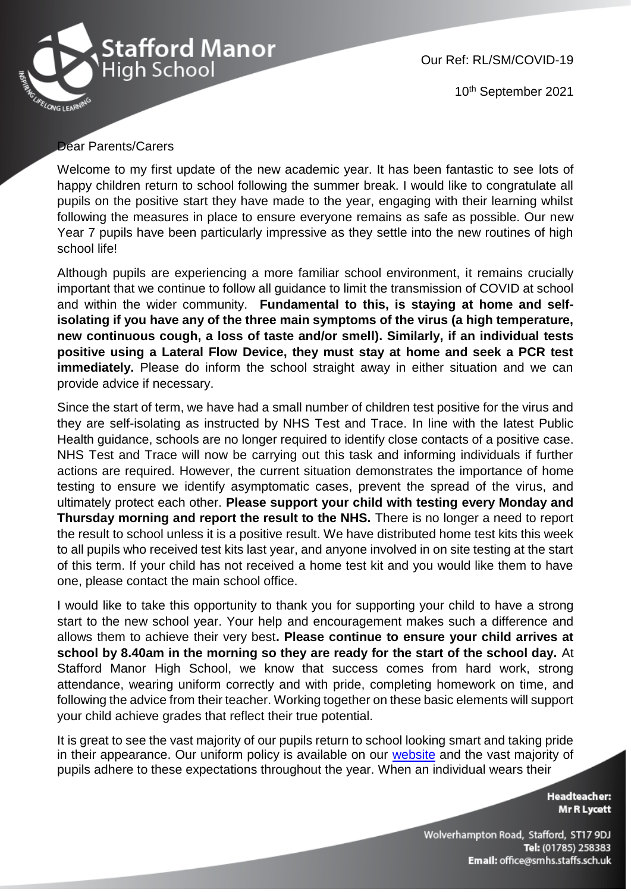**Stafford Manor High School**

Our Ref: RL/SM/COVID-19

10th September 2021

Dear Parents/Carers

Welcome to my first update of the new academic year. It has been fantastic to see lots of happy children return to school following the summer break. I would like to congratulate all pupils on the positive start they have made to the year, engaging with their learning whilst following the measures in place to ensure everyone remains as safe as possible. Our new Year 7 pupils have been particularly impressive as they settle into the new routines of high school life!

Although pupils are experiencing a more familiar school environment, it remains crucially important that we continue to follow all guidance to limit the transmission of COVID at school and within the wider community. **Fundamental to this, is staying at home and self-isolating if you have any of the three main symptoms of the virus (a high temperature, new continuous cough, a loss of taste and/or smell). Similarly, if an individual tests positive using a Lateral Flow Device, they must stay at home and seek a PCR test immediately.** Please do inform the school straight away in either situation and we can provide advice if necessary.

Since the start of term, we have had a small number of children test positive for the virus and they are self-isolating as instructed by NHS Test and Trace. In line with the latest Public Health guidance, schools are no longer required to identify close contacts of a positive case. NHS Test and Trace will now be carrying out this task and informing individuals if further actions are required. However, the current situation demonstrates the importance of home testing to ensure we identify asymptomatic cases, prevent the spread of the virus, and ultimately protect each other. **Please support your child with testing every Monday and Thursday morning and report the result to the NHS.** There is no longer a need to report the result to school unless it is a positive result. We have distributed home test kits this week to all pupils who received test kits last year, and anyone involved in on site testing at the start of this term. If your child has not received a home test kit and you would like them to have one, please contact the main school office.

I would like to take this opportunity to thank you for supporting your child to have a strong start to the new school year. Your help and encouragement makes such a difference and allows them to achieve their very best**. Please continue to ensure your child arrives at school by 8.40am in the morning so they are ready for the start of the school day.** At Stafford Manor High School, we know that success comes from hard work, strong attendance, wearing uniform correctly and with pride, completing homework on time, and following the advice from their teacher. Working together on these basic elements will support your child achieve grades that reflect their true potential.

It is great to see the vast majority of our pupils return to school looking smart and taking pride in their appearance. Our uniform policy is available on our website and the vast majority of pupils adhere to these expectations throughout the year. When an individual wears their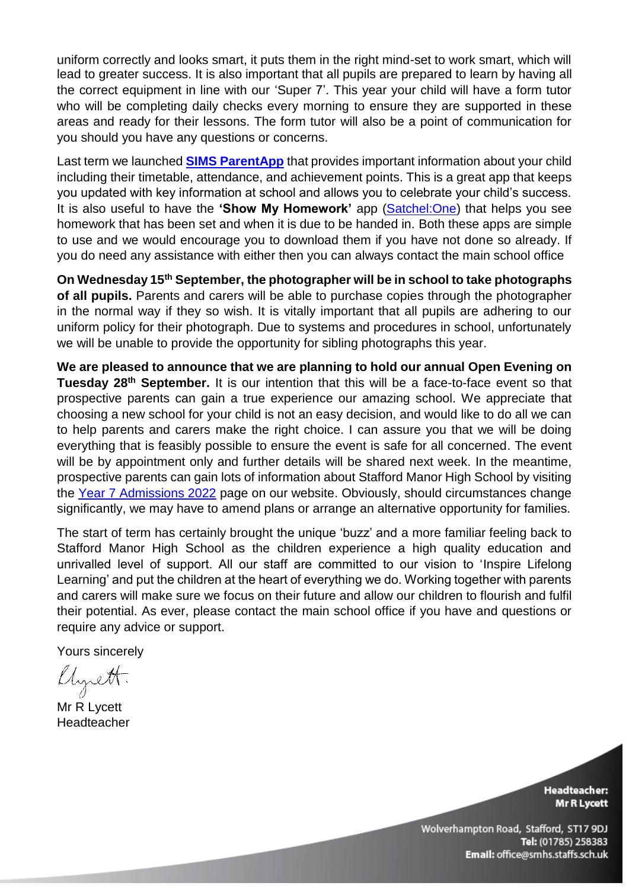uniform correctly and looks smart, it puts them in the right mind-set to work smart, which will lead to greater success. It is also important that all pupils are prepared to learn by having all the correct equipment in line with our 'Super 7'. This year your child will have a form tutor who will be completing daily checks every morning to ensure they are supported in these areas and ready for their lessons. The form tutor will also be a point of communication for you should you have any questions or concerns.

Last term we launched **SIMS ParentApp** that provides important information about your child including their timetable, attendance, and achievement points. This is a great app that keeps you updated with key information at school and allows you to celebrate your child's success. It is also useful to have the **'Show My Homework'** app (Satchel:One) that helps you see homework that has been set and when it is due to be handed in. Both these apps are simple to use and we would encourage you to download them if you have not done so already. If you do need any assistance with either then you can always contact the main school office

**On Wednesday 15th September, the photographer will be in school to take photographs of all pupils.** Parents and carers will be able to purchase copies through the photographer in the normal way if they so wish. It is vitally important that all pupils are adhering to our uniform policy for their photograph. Due to systems and procedures in school, unfortunately we will be unable to provide the opportunity for sibling photographs this year.

**We are pleased to announce that we are planning to hold our annual Open Evening on Tuesday 28th September.** It is our intention that this will be a face-to-face event so that prospective parents can gain a true experience our amazing school. We appreciate that choosing a new school for your child is not an easy decision, and would like to do all we can to help parents and carers make the right choice. I can assure you that we will be doing everything that is feasibly possible to ensure the event is safe for all concerned. The event will be by appointment only and further details will be shared next week. In the meantime, prospective parents can gain lots of information about Stafford Manor High School by visiting the Year 7 Admissions 2022 page on our website. Obviously, should circumstances change significantly, we may have to amend plans or arrange an alternative opportunity for families.

The start of term has certainly brought the unique 'buzz' and a more familiar feeling back to Stafford Manor High School as the children experience a high quality education and unrivalled level of support. All our staff are committed to our vision to 'Inspire Lifelong Learning' and put the children at the heart of everything we do. Working together with parents and carers will make sure we focus on their future and allow our children to flourish and fulfil their potential. As ever, please contact the main school office if you have and questions or require any advice or support.

Yours sincerely

Mr R Lycett
Headteacher

**Headteacher:**
**Mr R Lycett**

Wolverhampton Road, Stafford, ST17 9DJ
**Tel:** (01785) 258383
**Email:** office@smhs.staffs.sch.uk